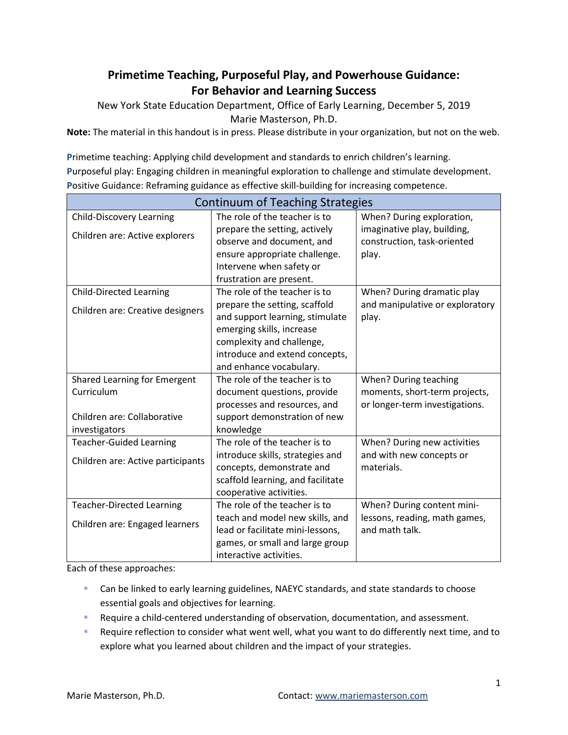# Primetime Teaching, Purposeful Play, and Powerhouse Guidance: For Behavior and Learning Success

New York State Education Department, Office of Early Learning, December 5, 2019

Marie Masterson, Ph.D.

**Note:** The material in this handout is in press. Please distribute in your organization, but not on the web.

**P**rimetime teaching: Applying child development and standards to enrich children's learning.
**P**urposeful play: Engaging children in meaningful exploration to challenge and stimulate development.
**P**ositive Guidance: Reframing guidance as effective skill-building for increasing competence.

| Continuum of Teaching Strategies | | |
|---|---|---|
| Child-Discovery Learning<br><br>Children are: Active explorers | The role of the teacher is to prepare the setting, actively observe and document, and ensure appropriate challenge. Intervene when safety or frustration are present. | When? During exploration, imaginative play, building, construction, task-oriented play. |
| Child-Directed Learning<br><br>Children are: Creative designers | The role of the teacher is to prepare the setting, scaffold and support learning, stimulate emerging skills, increase complexity and challenge, introduce and extend concepts, and enhance vocabulary. | When? During dramatic play and manipulative or exploratory play. |
| Shared Learning for Emergent Curriculum<br><br>Children are: Collaborative investigators | The role of the teacher is to document questions, provide processes and resources, and support demonstration of new knowledge | When? During teaching moments, short-term projects, or longer-term investigations. |
| Teacher-Guided Learning<br><br>Children are: Active participants | The role of the teacher is to introduce skills, strategies and concepts, demonstrate and scaffold learning, and facilitate cooperative activities. | When? During new activities and with new concepts or materials. |
| Teacher-Directed Learning<br><br>Children are: Engaged learners | The role of the teacher is to teach and model new skills, and lead or facilitate mini-lessons, games, or small and large group interactive activities. | When? During content mini-lessons, reading, math games, and math talk. |

Each of these approaches:

- Can be linked to early learning guidelines, NAEYC standards, and state standards to choose essential goals and objectives for learning.
- Require a child-centered understanding of observation, documentation, and assessment.
- Require reflection to consider what went well, what you want to do differently next time, and to explore what you learned about children and the impact of your strategies.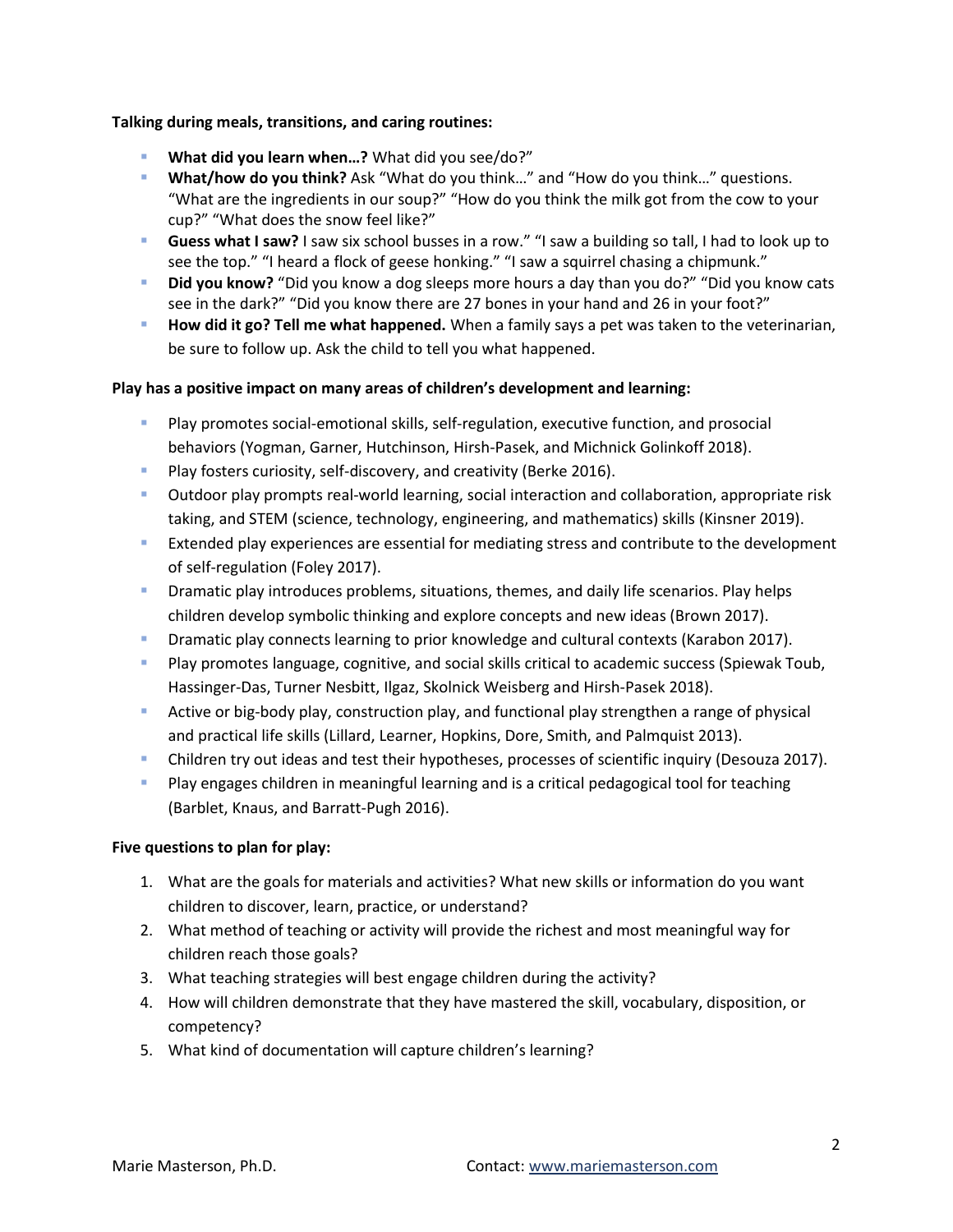**Talking during meals, transitions, and caring routines:**

- **What did you learn when…?** What did you see/do?"
- **What/how do you think?** Ask "What do you think…" and "How do you think…" questions. "What are the ingredients in our soup?" "How do you think the milk got from the cow to your cup?" "What does the snow feel like?"
- **Guess what I saw?** I saw six school busses in a row." "I saw a building so tall, I had to look up to see the top." "I heard a flock of geese honking." "I saw a squirrel chasing a chipmunk."
- **Did you know?** "Did you know a dog sleeps more hours a day than you do?" "Did you know cats see in the dark?" "Did you know there are 27 bones in your hand and 26 in your foot?"
- **How did it go? Tell me what happened.** When a family says a pet was taken to the veterinarian, be sure to follow up. Ask the child to tell you what happened.

**Play has a positive impact on many areas of children's development and learning:**

- Play promotes social-emotional skills, self-regulation, executive function, and prosocial behaviors (Yogman, Garner, Hutchinson, Hirsh-Pasek, and Michnick Golinkoff 2018).
- Play fosters curiosity, self-discovery, and creativity (Berke 2016).
- Outdoor play prompts real-world learning, social interaction and collaboration, appropriate risk taking, and STEM (science, technology, engineering, and mathematics) skills (Kinsner 2019).
- Extended play experiences are essential for mediating stress and contribute to the development of self-regulation (Foley 2017).
- Dramatic play introduces problems, situations, themes, and daily life scenarios. Play helps children develop symbolic thinking and explore concepts and new ideas (Brown 2017).
- Dramatic play connects learning to prior knowledge and cultural contexts (Karabon 2017).
- Play promotes language, cognitive, and social skills critical to academic success (Spiewak Toub, Hassinger-Das, Turner Nesbitt, Ilgaz, Skolnick Weisberg and Hirsh-Pasek 2018).
- Active or big-body play, construction play, and functional play strengthen a range of physical and practical life skills (Lillard, Learner, Hopkins, Dore, Smith, and Palmquist 2013).
- Children try out ideas and test their hypotheses, processes of scientific inquiry (Desouza 2017).
- Play engages children in meaningful learning and is a critical pedagogical tool for teaching (Barblet, Knaus, and Barratt-Pugh 2016).

**Five questions to plan for play:**

1. What are the goals for materials and activities? What new skills or information do you want children to discover, learn, practice, or understand?
2. What method of teaching or activity will provide the richest and most meaningful way for children reach those goals?
3. What teaching strategies will best engage children during the activity?
4. How will children demonstrate that they have mastered the skill, vocabulary, disposition, or competency?
5. What kind of documentation will capture children's learning?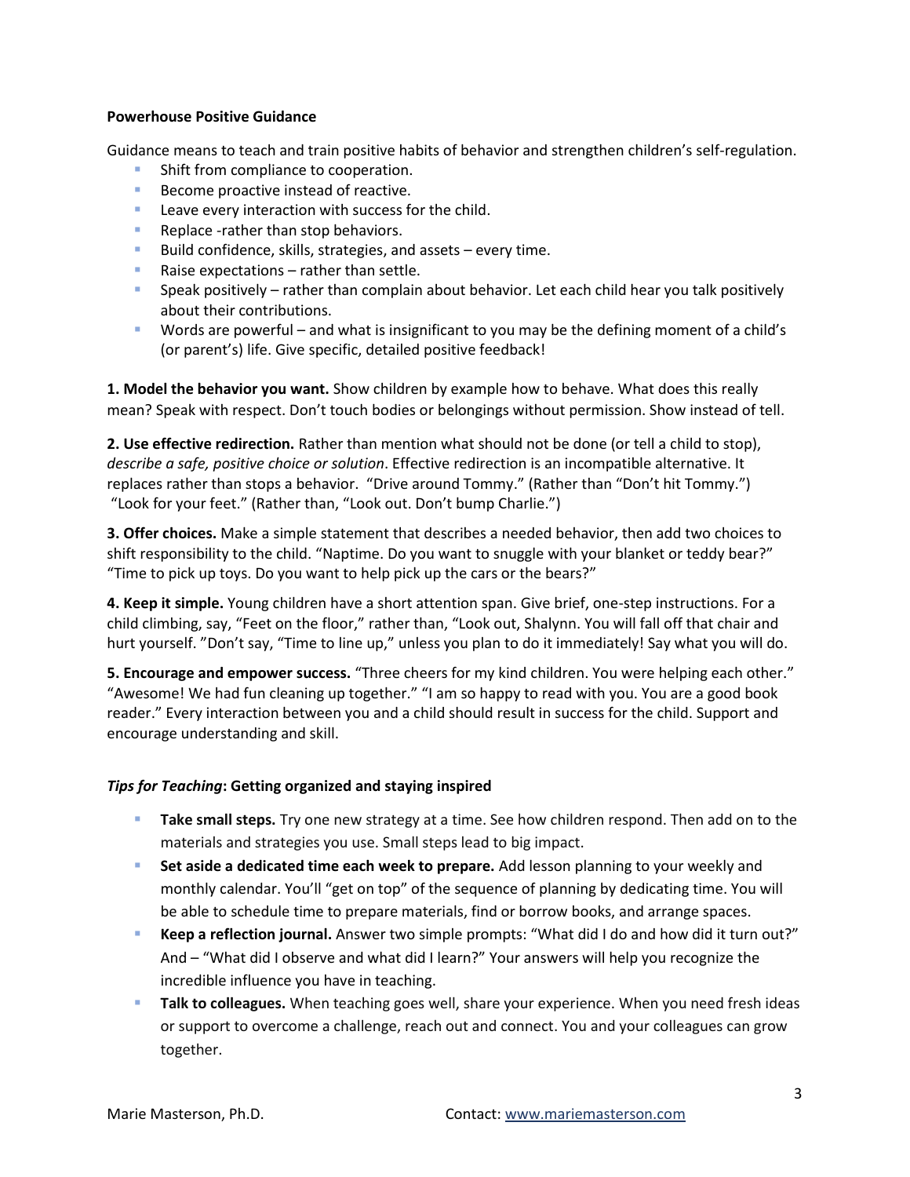**Powerhouse Positive Guidance**

Guidance means to teach and train positive habits of behavior and strengthen children's self-regulation.

- Shift from compliance to cooperation.
- Become proactive instead of reactive.
- Leave every interaction with success for the child.
- Replace -rather than stop behaviors.
- Build confidence, skills, strategies, and assets – every time.
- Raise expectations – rather than settle.
- Speak positively – rather than complain about behavior. Let each child hear you talk positively about their contributions.
- Words are powerful – and what is insignificant to you may be the defining moment of a child's (or parent's) life. Give specific, detailed positive feedback!

**1. Model the behavior you want.** Show children by example how to behave. What does this really mean? Speak with respect. Don't touch bodies or belongings without permission. Show instead of tell.

**2. Use effective redirection.** Rather than mention what should not be done (or tell a child to stop), *describe a safe, positive choice or solution*. Effective redirection is an incompatible alternative. It replaces rather than stops a behavior. "Drive around Tommy." (Rather than "Don't hit Tommy.") "Look for your feet." (Rather than, "Look out. Don't bump Charlie.")

**3. Offer choices.** Make a simple statement that describes a needed behavior, then add two choices to shift responsibility to the child. "Naptime. Do you want to snuggle with your blanket or teddy bear?" "Time to pick up toys. Do you want to help pick up the cars or the bears?"

**4. Keep it simple.** Young children have a short attention span. Give brief, one-step instructions. For a child climbing, say, "Feet on the floor," rather than, "Look out, Shalynn. You will fall off that chair and hurt yourself. "Don't say, "Time to line up," unless you plan to do it immediately! Say what you will do.

**5. Encourage and empower success.** "Three cheers for my kind children. You were helping each other." "Awesome! We had fun cleaning up together." "I am so happy to read with you. You are a good book reader." Every interaction between you and a child should result in success for the child. Support and encourage understanding and skill.

***Tips for Teaching*: Getting organized and staying inspired**

- **Take small steps.** Try one new strategy at a time. See how children respond. Then add on to the materials and strategies you use. Small steps lead to big impact.
- **Set aside a dedicated time each week to prepare.** Add lesson planning to your weekly and monthly calendar. You'll "get on top" of the sequence of planning by dedicating time. You will be able to schedule time to prepare materials, find or borrow books, and arrange spaces.
- **Keep a reflection journal.** Answer two simple prompts: "What did I do and how did it turn out?" And – "What did I observe and what did I learn?" Your answers will help you recognize the incredible influence you have in teaching.
- **Talk to colleagues.** When teaching goes well, share your experience. When you need fresh ideas or support to overcome a challenge, reach out and connect. You and your colleagues can grow together.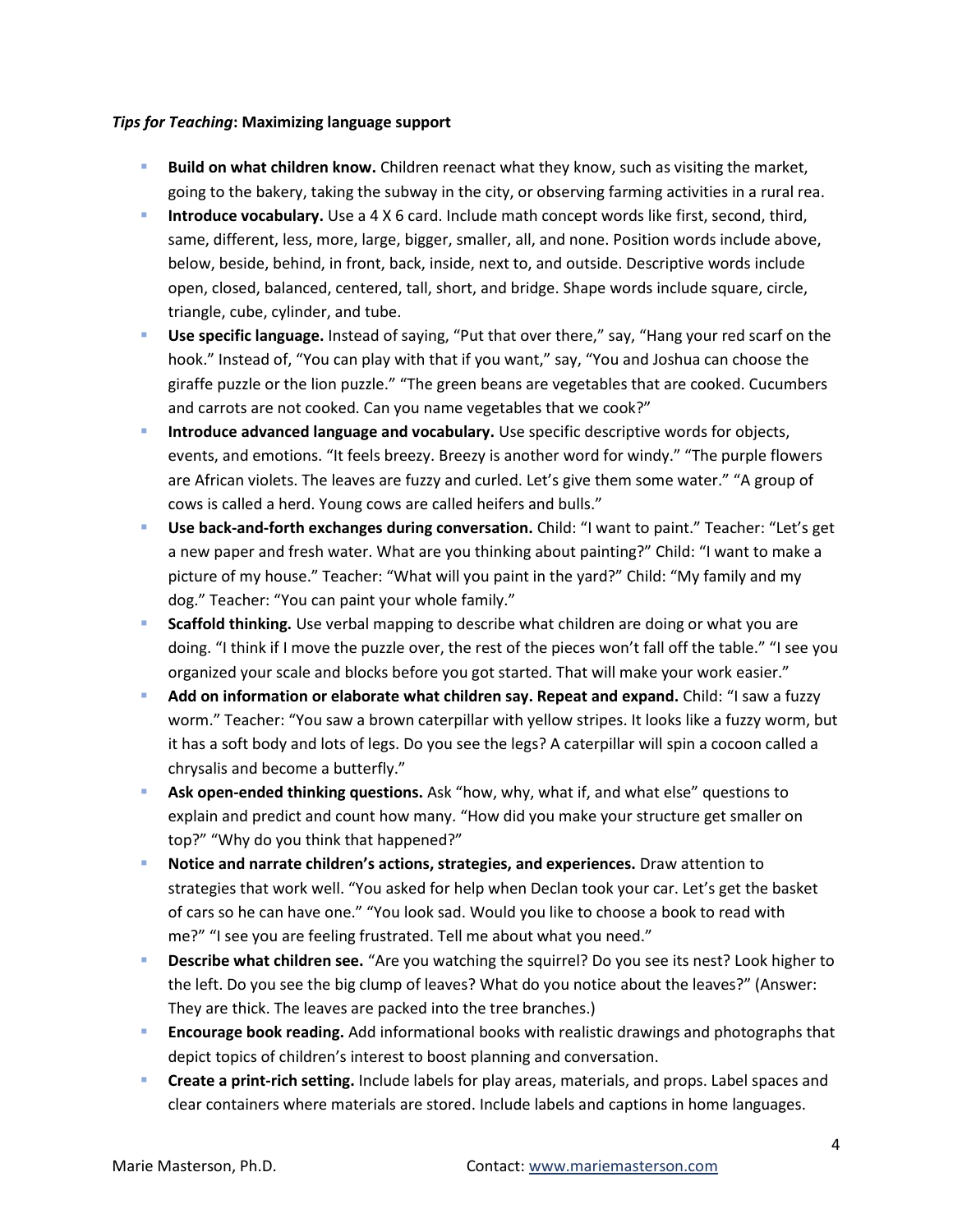***Tips for Teaching*: Maximizing language support**

- **Build on what children know.** Children reenact what they know, such as visiting the market, going to the bakery, taking the subway in the city, or observing farming activities in a rural rea.
- **Introduce vocabulary.** Use a 4 X 6 card. Include math concept words like first, second, third, same, different, less, more, large, bigger, smaller, all, and none. Position words include above, below, beside, behind, in front, back, inside, next to, and outside. Descriptive words include open, closed, balanced, centered, tall, short, and bridge. Shape words include square, circle, triangle, cube, cylinder, and tube.
- **Use specific language.** Instead of saying, "Put that over there," say, "Hang your red scarf on the hook." Instead of, "You can play with that if you want," say, "You and Joshua can choose the giraffe puzzle or the lion puzzle." "The green beans are vegetables that are cooked. Cucumbers and carrots are not cooked. Can you name vegetables that we cook?"
- **Introduce advanced language and vocabulary.** Use specific descriptive words for objects, events, and emotions. "It feels breezy. Breezy is another word for windy." "The purple flowers are African violets. The leaves are fuzzy and curled. Let's give them some water." "A group of cows is called a herd. Young cows are called heifers and bulls."
- **Use back-and-forth exchanges during conversation.** Child: "I want to paint." Teacher: "Let's get a new paper and fresh water. What are you thinking about painting?" Child: "I want to make a picture of my house." Teacher: "What will you paint in the yard?" Child: "My family and my dog." Teacher: "You can paint your whole family."
- **Scaffold thinking.** Use verbal mapping to describe what children are doing or what you are doing. "I think if I move the puzzle over, the rest of the pieces won't fall off the table." "I see you organized your scale and blocks before you got started. That will make your work easier."
- **Add on information or elaborate what children say. Repeat and expand.** Child: "I saw a fuzzy worm." Teacher: "You saw a brown caterpillar with yellow stripes. It looks like a fuzzy worm, but it has a soft body and lots of legs. Do you see the legs? A caterpillar will spin a cocoon called a chrysalis and become a butterfly."
- **Ask open-ended thinking questions.** Ask "how, why, what if, and what else" questions to explain and predict and count how many. "How did you make your structure get smaller on top?" "Why do you think that happened?"
- **Notice and narrate children's actions, strategies, and experiences.** Draw attention to strategies that work well. "You asked for help when Declan took your car. Let's get the basket of cars so he can have one." "You look sad. Would you like to choose a book to read with me?" "I see you are feeling frustrated. Tell me about what you need."
- **Describe what children see.** "Are you watching the squirrel? Do you see its nest? Look higher to the left. Do you see the big clump of leaves? What do you notice about the leaves?" (Answer: They are thick. The leaves are packed into the tree branches.)
- **Encourage book reading.** Add informational books with realistic drawings and photographs that depict topics of children's interest to boost planning and conversation.
- **Create a print-rich setting.** Include labels for play areas, materials, and props. Label spaces and clear containers where materials are stored. Include labels and captions in home languages.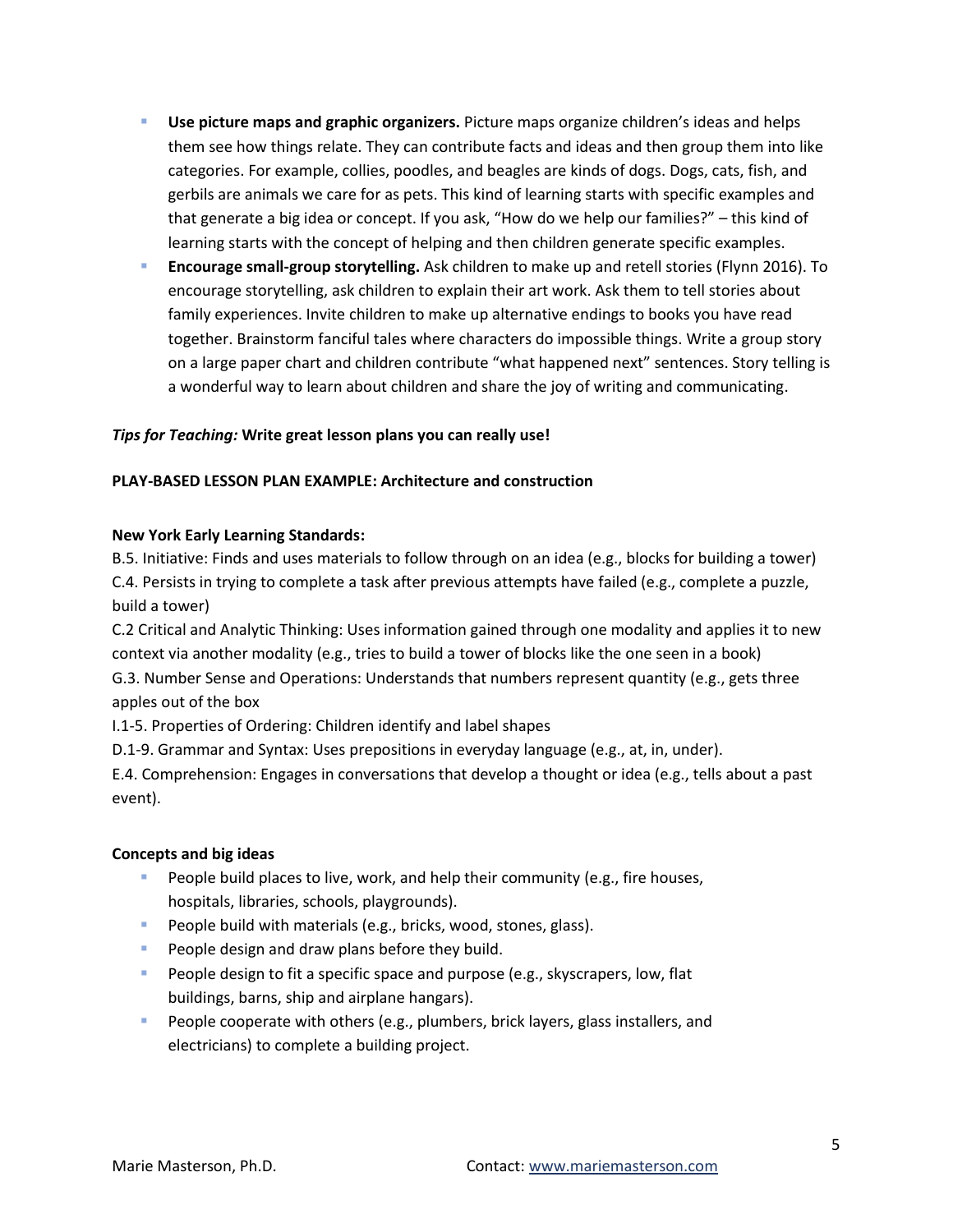- **Use picture maps and graphic organizers.** Picture maps organize children's ideas and helps them see how things relate. They can contribute facts and ideas and then group them into like categories. For example, collies, poodles, and beagles are kinds of dogs. Dogs, cats, fish, and gerbils are animals we care for as pets. This kind of learning starts with specific examples and that generate a big idea or concept. If you ask, "How do we help our families?" – this kind of learning starts with the concept of helping and then children generate specific examples.
- **Encourage small-group storytelling.** Ask children to make up and retell stories (Flynn 2016). To encourage storytelling, ask children to explain their art work. Ask them to tell stories about family experiences. Invite children to make up alternative endings to books you have read together. Brainstorm fanciful tales where characters do impossible things. Write a group story on a large paper chart and children contribute "what happened next" sentences. Story telling is a wonderful way to learn about children and share the joy of writing and communicating.

***Tips for Teaching:* Write great lesson plans you can really use!**

**PLAY-BASED LESSON PLAN EXAMPLE: Architecture and construction**

**New York Early Learning Standards:**

B.5. Initiative: Finds and uses materials to follow through on an idea (e.g., blocks for building a tower)
C.4. Persists in trying to complete a task after previous attempts have failed (e.g., complete a puzzle, build a tower)
C.2 Critical and Analytic Thinking: Uses information gained through one modality and applies it to new context via another modality (e.g., tries to build a tower of blocks like the one seen in a book)
G.3. Number Sense and Operations: Understands that numbers represent quantity (e.g., gets three apples out of the box
I.1-5. Properties of Ordering: Children identify and label shapes
D.1-9. Grammar and Syntax: Uses prepositions in everyday language (e.g., at, in, under).
E.4. Comprehension: Engages in conversations that develop a thought or idea (e.g., tells about a past event).

**Concepts and big ideas**

- People build places to live, work, and help their community (e.g., fire houses, hospitals, libraries, schools, playgrounds).
- People build with materials (e.g., bricks, wood, stones, glass).
- People design and draw plans before they build.
- People design to fit a specific space and purpose (e.g., skyscrapers, low, flat buildings, barns, ship and airplane hangars).
- People cooperate with others (e.g., plumbers, brick layers, glass installers, and electricians) to complete a building project.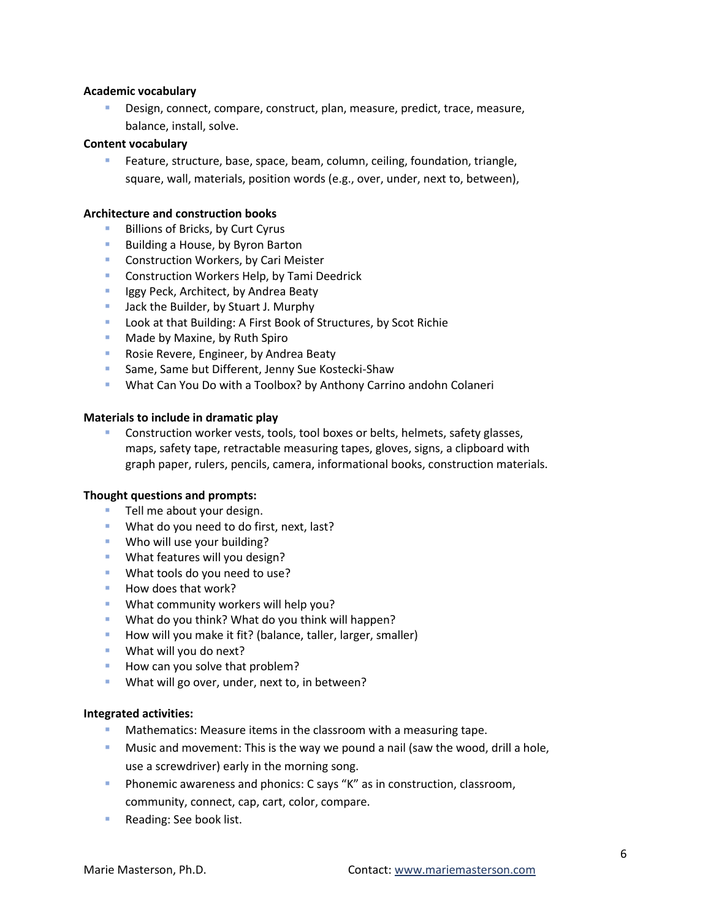**Academic vocabulary**

- Design, connect, compare, construct, plan, measure, predict, trace, measure, balance, install, solve.

**Content vocabulary**

- Feature, structure, base, space, beam, column, ceiling, foundation, triangle, square, wall, materials, position words (e.g., over, under, next to, between),

**Architecture and construction books**

- Billions of Bricks, by Curt Cyrus
- Building a House, by Byron Barton
- Construction Workers, by Cari Meister
- Construction Workers Help, by Tami Deedrick
- Iggy Peck, Architect, by Andrea Beaty
- Jack the Builder, by Stuart J. Murphy
- Look at that Building: A First Book of Structures, by Scot Richie
- Made by Maxine, by Ruth Spiro
- Rosie Revere, Engineer, by Andrea Beaty
- Same, Same but Different, Jenny Sue Kostecki-Shaw
- What Can You Do with a Toolbox? by Anthony Carrino andohn Colaneri

**Materials to include in dramatic play**

- Construction worker vests, tools, tool boxes or belts, helmets, safety glasses, maps, safety tape, retractable measuring tapes, gloves, signs, a clipboard with graph paper, rulers, pencils, camera, informational books, construction materials.

**Thought questions and prompts:**

- Tell me about your design.
- What do you need to do first, next, last?
- Who will use your building?
- What features will you design?
- What tools do you need to use?
- How does that work?
- What community workers will help you?
- What do you think? What do you think will happen?
- How will you make it fit? (balance, taller, larger, smaller)
- What will you do next?
- How can you solve that problem?
- What will go over, under, next to, in between?

**Integrated activities:**

- Mathematics: Measure items in the classroom with a measuring tape.
- Music and movement: This is the way we pound a nail (saw the wood, drill a hole, use a screwdriver) early in the morning song.
- Phonemic awareness and phonics: C says "K" as in construction, classroom, community, connect, cap, cart, color, compare.
- Reading: See book list.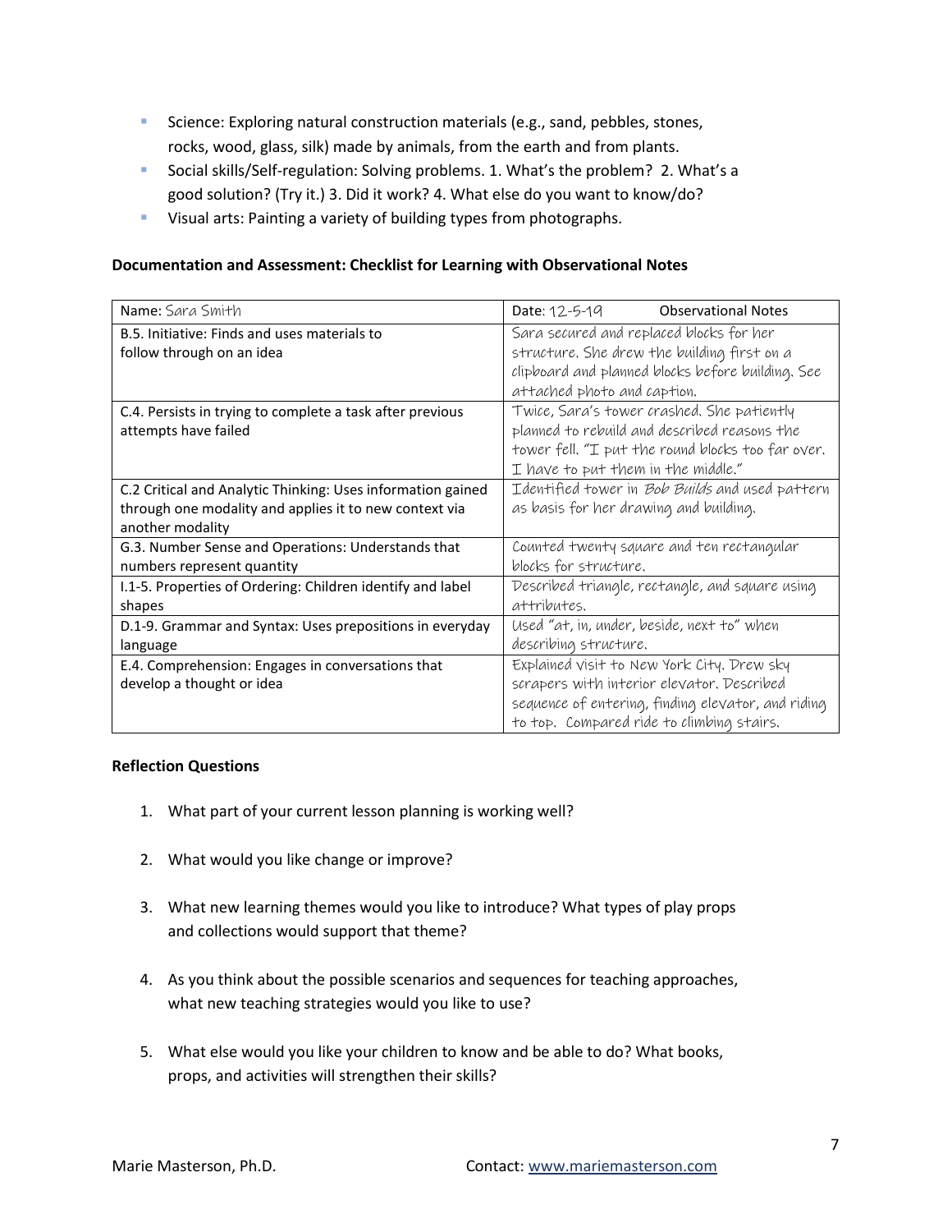- Science: Exploring natural construction materials (e.g., sand, pebbles, stones, rocks, wood, glass, silk) made by animals, from the earth and from plants.
- Social skills/Self-regulation: Solving problems. 1. What's the problem? 2. What's a good solution? (Try it.) 3. Did it work? 4. What else do you want to know/do?
- Visual arts: Painting a variety of building types from photographs.

**Documentation and Assessment: Checklist for Learning with Observational Notes**

| Name: Sara Smith | Date: 12-5-19 Observational Notes |
|---|---|
| B.5. Initiative: Finds and uses materials to follow through on an idea | Sara secured and replaced blocks for her structure. She drew the building first on a clipboard and planned blocks before building. See attached photo and caption. |
| C.4. Persists in trying to complete a task after previous attempts have failed | Twice, Sara's tower crashed. She patiently planned to rebuild and described reasons the tower fell. "I put the round blocks too far over. I have to put them in the middle." |
| C.2 Critical and Analytic Thinking: Uses information gained through one modality and applies it to new context via another modality | Identified tower in *Bob Builds* and used pattern as basis for her drawing and building. |
| G.3. Number Sense and Operations: Understands that numbers represent quantity | Counted twenty square and ten rectangular blocks for structure. |
| I.1-5. Properties of Ordering: Children identify and label shapes | Described triangle, rectangle, and square using attributes. |
| D.1-9. Grammar and Syntax: Uses prepositions in everyday language | Used "at, in, under, beside, next to" when describing structure. |
| E.4. Comprehension: Engages in conversations that develop a thought or idea | Explained visit to New York City. Drew sky scrapers with interior elevator. Described sequence of entering, finding elevator, and riding to top. Compared ride to climbing stairs. |

**Reflection Questions**

1. What part of your current lesson planning is working well?
2. What would you like change or improve?
3. What new learning themes would you like to introduce? What types of play props and collections would support that theme?
4. As you think about the possible scenarios and sequences for teaching approaches, what new teaching strategies would you like to use?
5. What else would you like your children to know and be able to do? What books, props, and activities will strengthen their skills?

Marie Masterson, Ph.D. Contact: www.mariemasterson.com